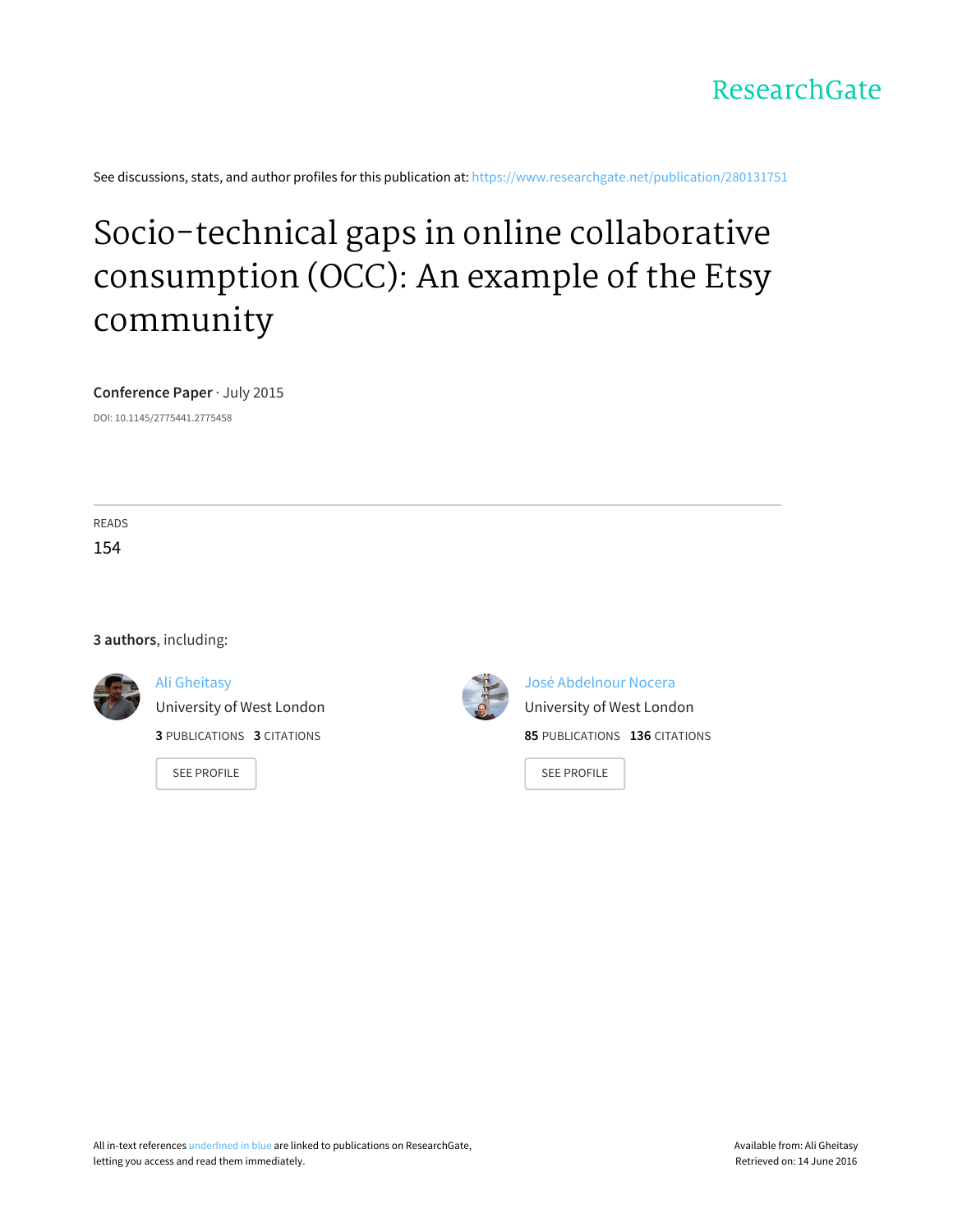ResearchGate

See discussions, stats, and author profiles for this publication at: https://www.researchgate.net/publication/280131751

# Socio-technical gaps in online collaborative consumption (OCC): An example of the Etsy community

**Conference Paper** · July 2015

DOI: 10.1145/2775441.2775458

READS

154

**3 authors**, including:

Ali Gheitasy
University of West London
**3** PUBLICATIONS **3** CITATIONS

SEE PROFILE

José Abdelnour Nocera
University of West London
**85** PUBLICATIONS **136** CITATIONS

SEE PROFILE

All in-text references underlined in blue are linked to publications on ResearchGate, letting you access and read them immediately.

Available from: Ali Gheitasy
Retrieved on: 14 June 2016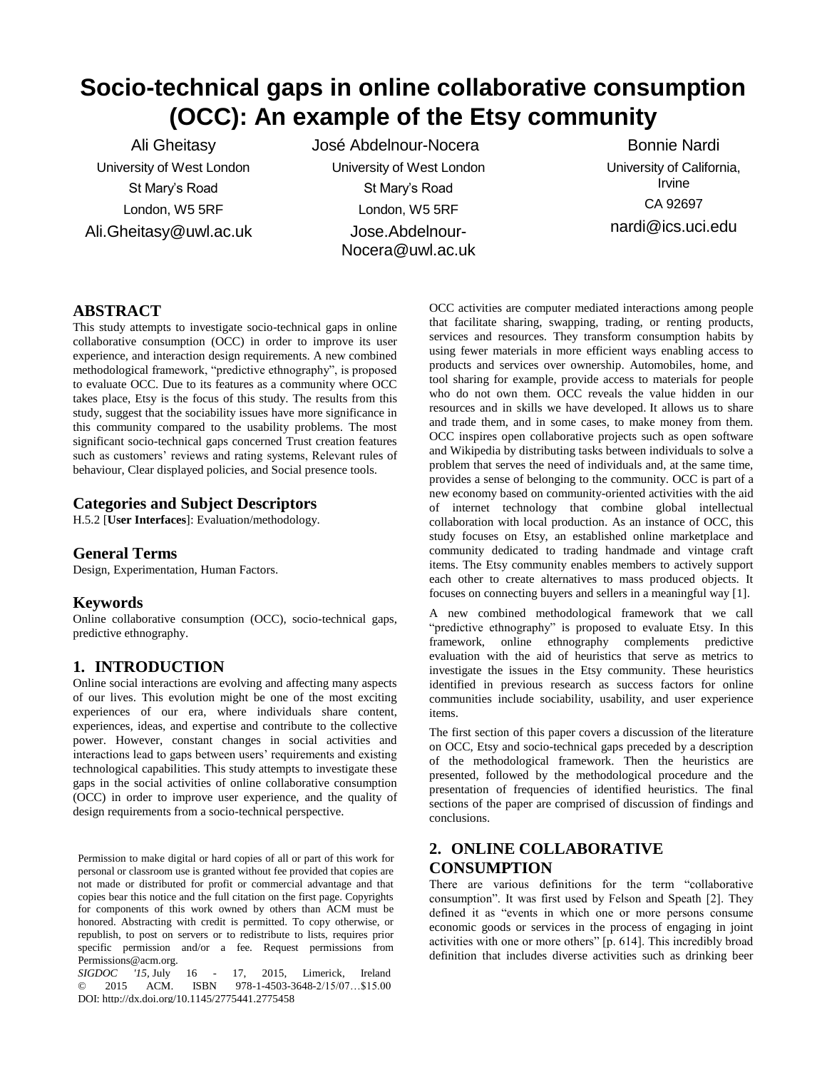# Socio-technical gaps in online collaborative consumption (OCC): An example of the Etsy community

Ali Gheitasy
University of West London
St Mary's Road
London, W5 5RF
Ali.Gheitasy@uwl.ac.uk

José Abdelnour-Nocera
University of West London
St Mary's Road
London, W5 5RF
Jose.Abdelnour-Nocera@uwl.ac.uk

Bonnie Nardi
University of California, Irvine
CA 92697
nardi@ics.uci.edu

## ABSTRACT

This study attempts to investigate socio-technical gaps in online collaborative consumption (OCC) in order to improve its user experience, and interaction design requirements. A new combined methodological framework, "predictive ethnography", is proposed to evaluate OCC. Due to its features as a community where OCC takes place, Etsy is the focus of this study. The results from this study, suggest that the sociability issues have more significance in this community compared to the usability problems. The most significant socio-technical gaps concerned Trust creation features such as customers' reviews and rating systems, Relevant rules of behaviour, Clear displayed policies, and Social presence tools.

### Categories and Subject Descriptors

H.5.2 [**User Interfaces**]: Evaluation/methodology.

### General Terms

Design, Experimentation, Human Factors.

### Keywords

Online collaborative consumption (OCC), socio-technical gaps, predictive ethnography.

## 1. INTRODUCTION

Online social interactions are evolving and affecting many aspects of our lives. This evolution might be one of the most exciting experiences of our era, where individuals share content, experiences, ideas, and expertise and contribute to the collective power. However, constant changes in social activities and interactions lead to gaps between users' requirements and existing technological capabilities. This study attempts to investigate these gaps in the social activities of online collaborative consumption (OCC) in order to improve user experience, and the quality of design requirements from a socio-technical perspective.

Permission to make digital or hard copies of all or part of this work for personal or classroom use is granted without fee provided that copies are not made or distributed for profit or commercial advantage and that copies bear this notice and the full citation on the first page. Copyrights for components of this work owned by others than ACM must be honored. Abstracting with credit is permitted. To copy otherwise, or republish, to post on servers or to redistribute to lists, requires prior specific permission and/or a fee. Request permissions from Permissions@acm.org.
*SIGDOC '15*, July 16 - 17, 2015, Limerick, Ireland
© 2015 ACM. ISBN 978-1-4503-3648-2/15/07…$15.00
DOI: http://dx.doi.org/10.1145/2775441.2775458

OCC activities are computer mediated interactions among people that facilitate sharing, swapping, trading, or renting products, services and resources. They transform consumption habits by using fewer materials in more efficient ways enabling access to products and services over ownership. Automobiles, home, and tool sharing for example, provide access to materials for people who do not own them. OCC reveals the value hidden in our resources and in skills we have developed. It allows us to share and trade them, and in some cases, to make money from them. OCC inspires open collaborative projects such as open software and Wikipedia by distributing tasks between individuals to solve a problem that serves the need of individuals and, at the same time, provides a sense of belonging to the community. OCC is part of a new economy based on community-oriented activities with the aid of internet technology that combine global intellectual collaboration with local production. As an instance of OCC, this study focuses on Etsy, an established online marketplace and community dedicated to trading handmade and vintage craft items. The Etsy community enables members to actively support each other to create alternatives to mass produced objects. It focuses on connecting buyers and sellers in a meaningful way [1].

A new combined methodological framework that we call "predictive ethnography" is proposed to evaluate Etsy. In this framework, online ethnography complements predictive evaluation with the aid of heuristics that serve as metrics to investigate the issues in the Etsy community. These heuristics identified in previous research as success factors for online communities include sociability, usability, and user experience items.

The first section of this paper covers a discussion of the literature on OCC, Etsy and socio-technical gaps preceded by a description of the methodological framework. Then the heuristics are presented, followed by the methodological procedure and the presentation of frequencies of identified heuristics. The final sections of the paper are comprised of discussion of findings and conclusions.

## 2. ONLINE COLLABORATIVE CONSUMPTION

There are various definitions for the term "collaborative consumption". It was first used by Felson and Speath [2]. They defined it as "events in which one or more persons consume economic goods or services in the process of engaging in joint activities with one or more others" [p. 614]. This incredibly broad definition that includes diverse activities such as drinking beer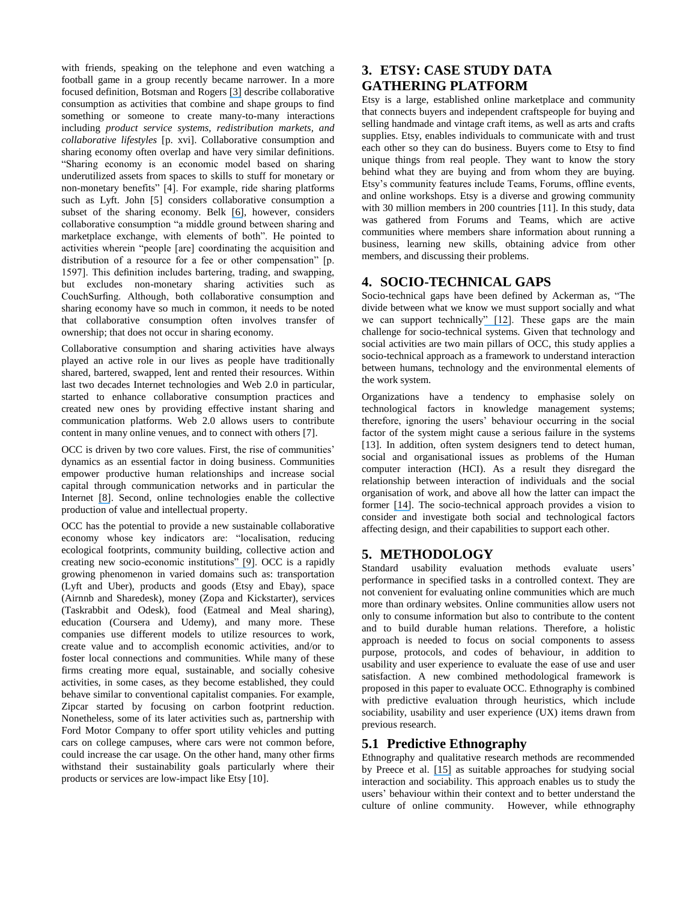with friends, speaking on the telephone and even watching a football game in a group recently became narrower. In a more focused definition, Botsman and Rogers [3] describe collaborative consumption as activities that combine and shape groups to find something or someone to create many-to-many interactions including *product service systems, redistribution markets, and collaborative lifestyles* [p. xvi]. Collaborative consumption and sharing economy often overlap and have very similar definitions. "Sharing economy is an economic model based on sharing underutilized assets from spaces to skills to stuff for monetary or non-monetary benefits" [4]. For example, ride sharing platforms such as Lyft. John [5] considers collaborative consumption a subset of the sharing economy. Belk [6], however, considers collaborative consumption "a middle ground between sharing and marketplace exchange, with elements of both". He pointed to activities wherein "people [are] coordinating the acquisition and distribution of a resource for a fee or other compensation" [p. 1597]. This definition includes bartering, trading, and swapping, but excludes non-monetary sharing activities such as CouchSurfing. Although, both collaborative consumption and sharing economy have so much in common, it needs to be noted that collaborative consumption often involves transfer of ownership; that does not occur in sharing economy.

Collaborative consumption and sharing activities have always played an active role in our lives as people have traditionally shared, bartered, swapped, lent and rented their resources. Within last two decades Internet technologies and Web 2.0 in particular, started to enhance collaborative consumption practices and created new ones by providing effective instant sharing and communication platforms. Web 2.0 allows users to contribute content in many online venues, and to connect with others [7].

OCC is driven by two core values. First, the rise of communities' dynamics as an essential factor in doing business. Communities empower productive human relationships and increase social capital through communication networks and in particular the Internet [8]. Second, online technologies enable the collective production of value and intellectual property.

OCC has the potential to provide a new sustainable collaborative economy whose key indicators are: "localisation, reducing ecological footprints, community building, collective action and creating new socio-economic institutions" [9]. OCC is a rapidly growing phenomenon in varied domains such as: transportation (Lyft and Uber), products and goods (Etsy and Ebay), space (Airnnb and Sharedesk), money (Zopa and Kickstarter), services (Taskrabbit and Odesk), food (Eatmeal and Meal sharing), education (Coursera and Udemy), and many more. These companies use different models to utilize resources to work, create value and to accomplish economic activities, and/or to foster local connections and communities. While many of these firms creating more equal, sustainable, and socially cohesive activities, in some cases, as they become established, they could behave similar to conventional capitalist companies. For example, Zipcar started by focusing on carbon footprint reduction. Nonetheless, some of its later activities such as, partnership with Ford Motor Company to offer sport utility vehicles and putting cars on college campuses, where cars were not common before, could increase the car usage. On the other hand, many other firms withstand their sustainability goals particularly where their products or services are low-impact like Etsy [10].

# 3. ETSY: CASE STUDY DATA GATHERING PLATFORM

Etsy is a large, established online marketplace and community that connects buyers and independent craftspeople for buying and selling handmade and vintage craft items, as well as arts and crafts supplies. Etsy, enables individuals to communicate with and trust each other so they can do business. Buyers come to Etsy to find unique things from real people. They want to know the story behind what they are buying and from whom they are buying. Etsy's community features include Teams, Forums, offline events, and online workshops. Etsy is a diverse and growing community with 30 million members in 200 countries [11]. In this study, data was gathered from Forums and Teams, which are active communities where members share information about running a business, learning new skills, obtaining advice from other members, and discussing their problems.

# 4. SOCIO-TECHNICAL GAPS

Socio-technical gaps have been defined by Ackerman as, "The divide between what we know we must support socially and what we can support technically" [12]. These gaps are the main challenge for socio-technical systems. Given that technology and social activities are two main pillars of OCC, this study applies a socio-technical approach as a framework to understand interaction between humans, technology and the environmental elements of the work system.

Organizations have a tendency to emphasise solely on technological factors in knowledge management systems; therefore, ignoring the users' behaviour occurring in the social factor of the system might cause a serious failure in the systems [13]. In addition, often system designers tend to detect human, social and organisational issues as problems of the Human computer interaction (HCI). As a result they disregard the relationship between interaction of individuals and the social organisation of work, and above all how the latter can impact the former [14]. The socio-technical approach provides a vision to consider and investigate both social and technological factors affecting design, and their capabilities to support each other.

# 5. METHODOLOGY

Standard usability evaluation methods evaluate users' performance in specified tasks in a controlled context. They are not convenient for evaluating online communities which are much more than ordinary websites. Online communities allow users not only to consume information but also to contribute to the content and to build durable human relations. Therefore, a holistic approach is needed to focus on social components to assess purpose, protocols, and codes of behaviour, in addition to usability and user experience to evaluate the ease of use and user satisfaction. A new combined methodological framework is proposed in this paper to evaluate OCC. Ethnography is combined with predictive evaluation through heuristics, which include sociability, usability and user experience (UX) items drawn from previous research.

## 5.1 Predictive Ethnography

Ethnography and qualitative research methods are recommended by Preece et al. [15] as suitable approaches for studying social interaction and sociability. This approach enables us to study the users' behaviour within their context and to better understand the culture of online community. However, while ethnography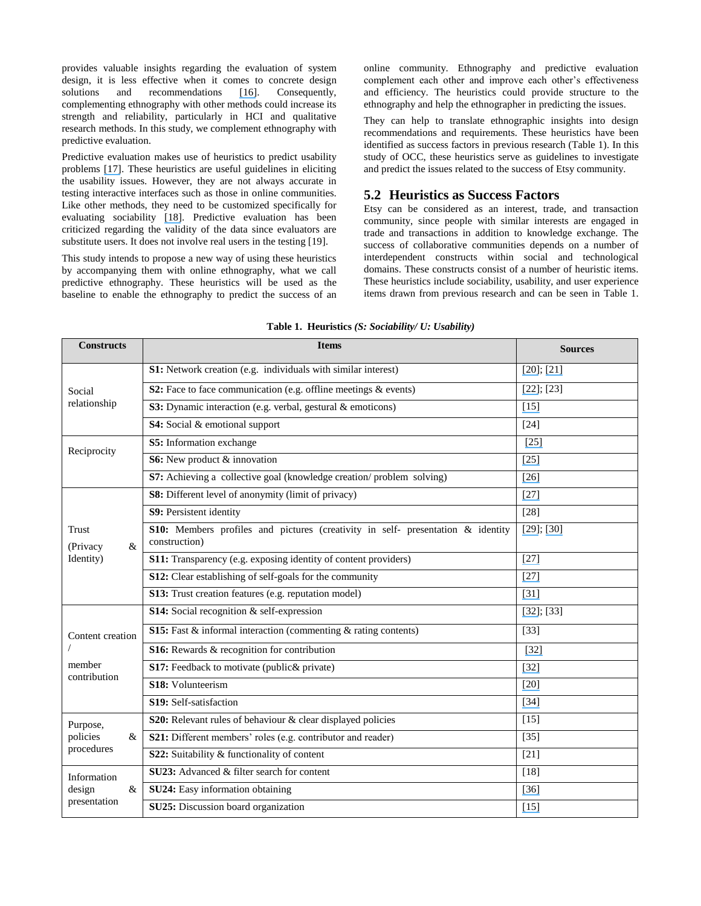provides valuable insights regarding the evaluation of system design, it is less effective when it comes to concrete design solutions and recommendations [16]. Consequently, complementing ethnography with other methods could increase its strength and reliability, particularly in HCI and qualitative research methods. In this study, we complement ethnography with predictive evaluation.

Predictive evaluation makes use of heuristics to predict usability problems [17]. These heuristics are useful guidelines in eliciting the usability issues. However, they are not always accurate in testing interactive interfaces such as those in online communities. Like other methods, they need to be customized specifically for evaluating sociability [18]. Predictive evaluation has been criticized regarding the validity of the data since evaluators are substitute users. It does not involve real users in the testing [19].

This study intends to propose a new way of using these heuristics by accompanying them with online ethnography, what we call predictive ethnography. These heuristics will be used as the baseline to enable the ethnography to predict the success of an online community. Ethnography and predictive evaluation complement each other and improve each other's effectiveness and efficiency. The heuristics could provide structure to the ethnography and help the ethnographer in predicting the issues.

They can help to translate ethnographic insights into design recommendations and requirements. These heuristics have been identified as success factors in previous research (Table 1). In this study of OCC, these heuristics serve as guidelines to investigate and predict the issues related to the success of Etsy community.

## 5.2 Heuristics as Success Factors

Etsy can be considered as an interest, trade, and transaction community, since people with similar interests are engaged in trade and transactions in addition to knowledge exchange. The success of collaborative communities depends on a number of interdependent constructs within social and technological domains. These constructs consist of a number of heuristic items. These heuristics include sociability, usability, and user experience items drawn from previous research and can be seen in Table 1.

**Table 1. Heuristics *(S: Sociability/ U: Usability)***

| Constructs | Items | Sources |
|---|---|---|
| Social relationship | **S1:** Network creation (e.g. individuals with similar interest) | [20]; [21] |
| | **S2:** Face to face communication (e.g. offline meetings & events) | [22]; [23] |
| | **S3:** Dynamic interaction (e.g. verbal, gestural & emoticons) | [15] |
| | **S4:** Social & emotional support | [24] |
| Reciprocity | **S5:** Information exchange | [25] |
| | **S6:** New product & innovation | [25] |
| | **S7:** Achieving a collective goal (knowledge creation/ problem solving) | [26] |
| Trust (Privacy & Identity) | **S8:** Different level of anonymity (limit of privacy) | [27] |
| | **S9:** Persistent identity | [28] |
| | **S10:** Members profiles and pictures (creativity in self- presentation & identity construction) | [29]; [30] |
| | **S11:** Transparency (e.g. exposing identity of content providers) | [27] |
| | **S12:** Clear establishing of self-goals for the community | [27] |
| | **S13:** Trust creation features (e.g. reputation model) | [31] |
| Content creation / member contribution | **S14:** Social recognition & self-expression | [32]; [33] |
| | **S15:** Fast & informal interaction (commenting & rating contents) | [33] |
| | **S16:** Rewards & recognition for contribution | [32] |
| | **S17:** Feedback to motivate (public& private) | [32] |
| | **S18:** Volunteerism | [20] |
| | **S19:** Self-satisfaction | [34] |
| Purpose, policies & procedures | **S20:** Relevant rules of behaviour & clear displayed policies | [15] |
| | **S21:** Different members' roles (e.g. contributor and reader) | [35] |
| | **S22:** Suitability & functionality of content | [21] |
| Information design & presentation | **SU23:** Advanced & filter search for content | [18] |
| | **SU24:** Easy information obtaining | [36] |
| | **SU25:** Discussion board organization | [15] |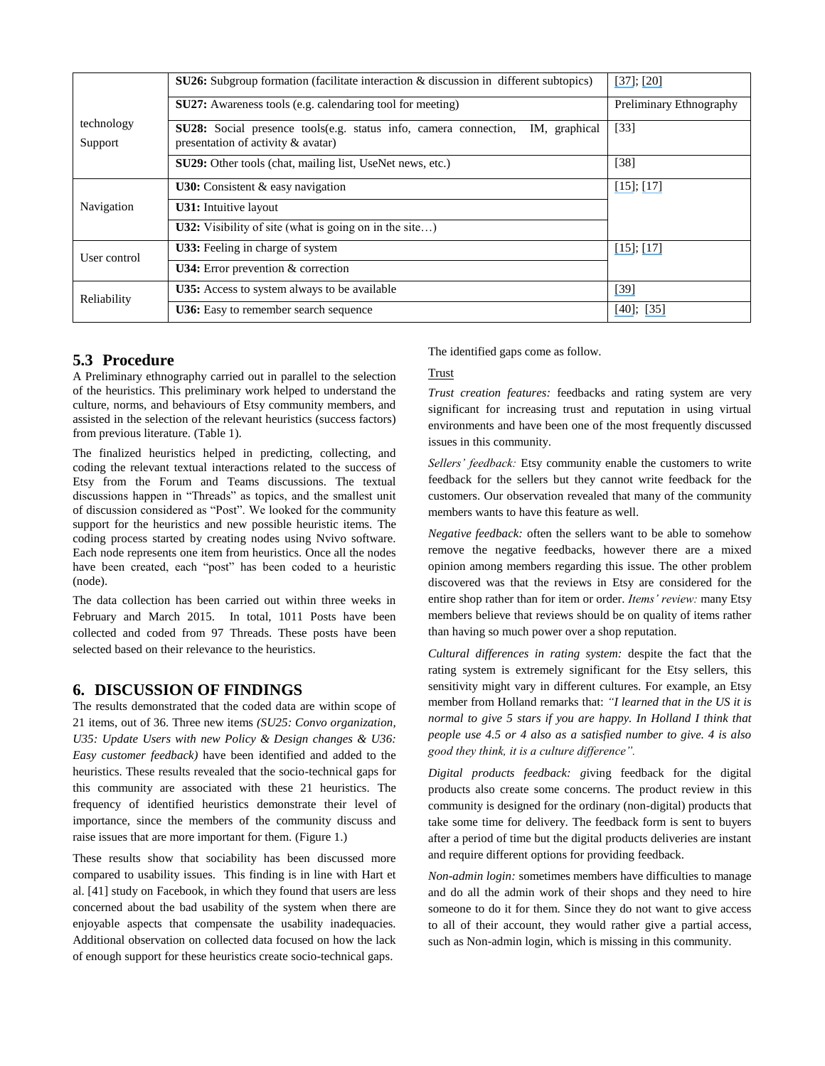| | | |
|---|---|---|
| technology Support | **SU26:** Subgroup formation (facilitate interaction & discussion in different subtopics) | [37]; [20] |
| | **SU27:** Awareness tools (e.g. calendaring tool for meeting) | Preliminary Ethnography |
| | **SU28:** Social presence tools(e.g. status info, camera connection, IM, graphical presentation of activity & avatar) | [33] |
| | **SU29:** Other tools (chat, mailing list, UseNet news, etc.) | [38] |
| Navigation | **U30:** Consistent & easy navigation | [15]; [17] |
| | **U31:** Intuitive layout | |
| | **U32:** Visibility of site (what is going on in the site…) | |
| User control | **U33:** Feeling in charge of system | [15]; [17] |
| | **U34:** Error prevention & correction | |
| Reliability | **U35:** Access to system always to be available | [39] |
| | **U36:** Easy to remember search sequence | [40]; [35] |

## 5.3 Procedure

A Preliminary ethnography carried out in parallel to the selection of the heuristics. This preliminary work helped to understand the culture, norms, and behaviours of Etsy community members, and assisted in the selection of the relevant heuristics (success factors) from previous literature. (Table 1).

The finalized heuristics helped in predicting, collecting, and coding the relevant textual interactions related to the success of Etsy from the Forum and Teams discussions. The textual discussions happen in "Threads" as topics, and the smallest unit of discussion considered as "Post". We looked for the community support for the heuristics and new possible heuristic items. The coding process started by creating nodes using Nvivo software. Each node represents one item from heuristics. Once all the nodes have been created, each "post" has been coded to a heuristic (node).

The data collection has been carried out within three weeks in February and March 2015. In total, 1011 Posts have been collected and coded from 97 Threads. These posts have been selected based on their relevance to the heuristics.

# 6. DISCUSSION OF FINDINGS

The results demonstrated that the coded data are within scope of 21 items, out of 36. Three new items *(SU25: Convo organization, U35: Update Users with new Policy & Design changes & U36: Easy customer feedback)* have been identified and added to the heuristics. These results revealed that the socio-technical gaps for this community are associated with these 21 heuristics. The frequency of identified heuristics demonstrate their level of importance, since the members of the community discuss and raise issues that are more important for them. (Figure 1.)

These results show that sociability has been discussed more compared to usability issues. This finding is in line with Hart et al. [41] study on Facebook, in which they found that users are less concerned about the bad usability of the system when there are enjoyable aspects that compensate the usability inadequacies. Additional observation on collected data focused on how the lack of enough support for these heuristics create socio-technical gaps.

The identified gaps come as follow.

Trust

*Trust creation features:* feedbacks and rating system are very significant for increasing trust and reputation in using virtual environments and have been one of the most frequently discussed issues in this community.

*Sellers' feedback:* Etsy community enable the customers to write feedback for the sellers but they cannot write feedback for the customers. Our observation revealed that many of the community members wants to have this feature as well.

*Negative feedback:* often the sellers want to be able to somehow remove the negative feedbacks, however there are a mixed opinion among members regarding this issue. The other problem discovered was that the reviews in Etsy are considered for the entire shop rather than for item or order. *Items' review:* many Etsy members believe that reviews should be on quality of items rather than having so much power over a shop reputation.

*Cultural differences in rating system:* despite the fact that the rating system is extremely significant for the Etsy sellers, this sensitivity might vary in different cultures. For example, an Etsy member from Holland remarks that: *"I learned that in the US it is normal to give 5 stars if you are happy. In Holland I think that people use 4.5 or 4 also as a satisfied number to give. 4 is also good they think, it is a culture difference".*

*Digital products feedback: g*iving feedback for the digital products also create some concerns. The product review in this community is designed for the ordinary (non-digital) products that take some time for delivery. The feedback form is sent to buyers after a period of time but the digital products deliveries are instant and require different options for providing feedback.

*Non-admin login:* sometimes members have difficulties to manage and do all the admin work of their shops and they need to hire someone to do it for them. Since they do not want to give access to all of their account, they would rather give a partial access, such as Non-admin login, which is missing in this community.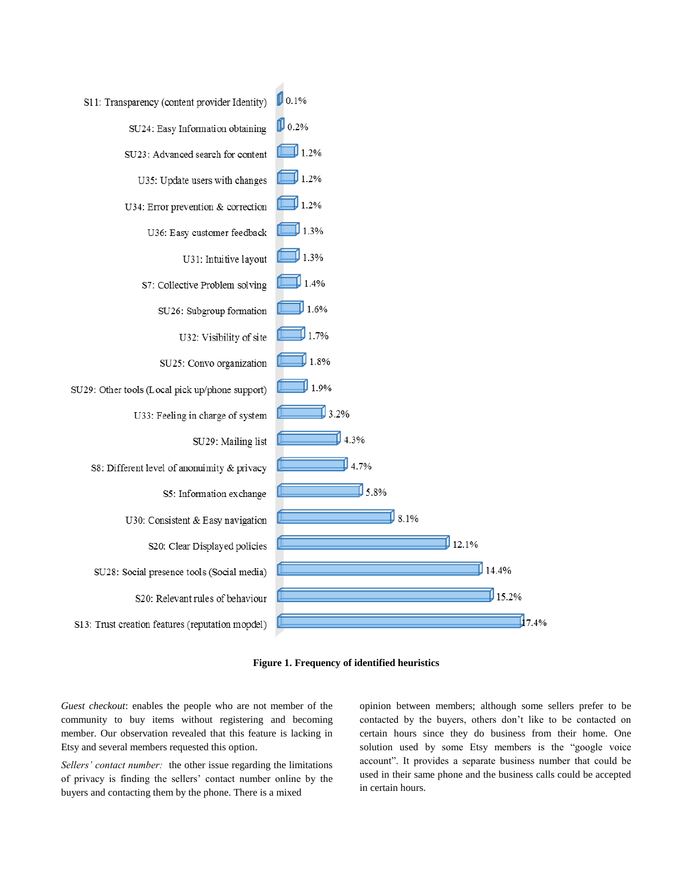| Heuristic | Frequency |
| --- | --- |
| S11: Transparency (content provider Identity) | 0.1% |
| SU24: Easy Information obtaining | 0.2% |
| SU23: Advanced search for content | 1.2% |
| U35: Update users with changes | 1.2% |
| U34: Error prevention & correction | 1.2% |
| U36: Easy customer feedback | 1.3% |
| U31: Intuitive layout | 1.3% |
| S7: Collective Problem solving | 1.4% |
| SU26: Subgroup formation | 1.6% |
| U32: Visibility of site | 1.7% |
| SU25: Convo organization | 1.8% |
| SU29: Other tools (Local pick up/phone support) | 1.9% |
| U33: Feeling in charge of system | 3.2% |
| SU29: Mailing list | 4.3% |
| S8: Different level of anonuimity & privacy | 4.7% |
| S5: Information exchange | 5.8% |
| U30: Consistent & Easy navigation | 8.1% |
| S20: Clear Displayed policies | 12.1% |
| SU28: Social presence tools (Social media) | 14.4% |
| S20: Relevant rules of behaviour | 15.2% |
| S13: Trust creation features (reputation mopdel) | 17.4% |

**Figure 1. Frequency of identified heuristics**

*Guest checkout*: enables the people who are not member of the community to buy items without registering and becoming member. Our observation revealed that this feature is lacking in Etsy and several members requested this option.

*Sellers' contact number:* the other issue regarding the limitations of privacy is finding the sellers' contact number online by the buyers and contacting them by the phone. There is a mixed opinion between members; although some sellers prefer to be contacted by the buyers, others don't like to be contacted on certain hours since they do business from their home. One solution used by some Etsy members is the "google voice account". It provides a separate business number that could be used in their same phone and the business calls could be accepted in certain hours.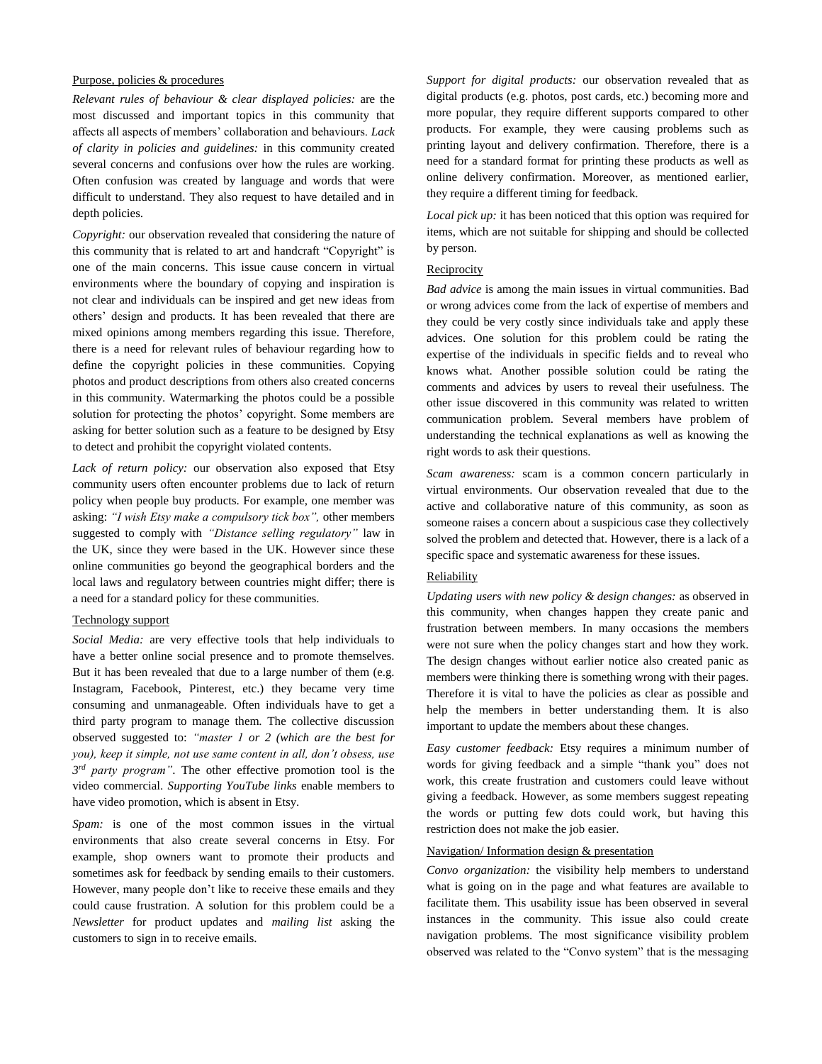Purpose, policies & procedures

*Relevant rules of behaviour & clear displayed policies:* are the most discussed and important topics in this community that affects all aspects of members' collaboration and behaviours. *Lack of clarity in policies and guidelines:* in this community created several concerns and confusions over how the rules are working. Often confusion was created by language and words that were difficult to understand. They also request to have detailed and in depth policies.

*Copyright:* our observation revealed that considering the nature of this community that is related to art and handcraft "Copyright" is one of the main concerns. This issue cause concern in virtual environments where the boundary of copying and inspiration is not clear and individuals can be inspired and get new ideas from others' design and products. It has been revealed that there are mixed opinions among members regarding this issue. Therefore, there is a need for relevant rules of behaviour regarding how to define the copyright policies in these communities. Copying photos and product descriptions from others also created concerns in this community. Watermarking the photos could be a possible solution for protecting the photos' copyright. Some members are asking for better solution such as a feature to be designed by Etsy to detect and prohibit the copyright violated contents.

*Lack of return policy:* our observation also exposed that Etsy community users often encounter problems due to lack of return policy when people buy products. For example, one member was asking: *"I wish Etsy make a compulsory tick box",* other members suggested to comply with *"Distance selling regulatory"* law in the UK, since they were based in the UK. However since these online communities go beyond the geographical borders and the local laws and regulatory between countries might differ; there is a need for a standard policy for these communities.

Technology support

*Social Media:* are very effective tools that help individuals to have a better online social presence and to promote themselves. But it has been revealed that due to a large number of them (e.g. Instagram, Facebook, Pinterest, etc.) they became very time consuming and unmanageable. Often individuals have to get a third party program to manage them. The collective discussion observed suggested to: *"master 1 or 2 (which are the best for you), keep it simple, not use same content in all, don't obsess, use 3rd party program".* The other effective promotion tool is the video commercial. *Supporting YouTube links* enable members to have video promotion, which is absent in Etsy.

*Spam:* is one of the most common issues in the virtual environments that also create several concerns in Etsy. For example, shop owners want to promote their products and sometimes ask for feedback by sending emails to their customers. However, many people don't like to receive these emails and they could cause frustration. A solution for this problem could be a *Newsletter* for product updates and *mailing list* asking the customers to sign in to receive emails.

*Support for digital products:* our observation revealed that as digital products (e.g. photos, post cards, etc.) becoming more and more popular, they require different supports compared to other products. For example, they were causing problems such as printing layout and delivery confirmation. Therefore, there is a need for a standard format for printing these products as well as online delivery confirmation. Moreover, as mentioned earlier, they require a different timing for feedback.

*Local pick up:* it has been noticed that this option was required for items, which are not suitable for shipping and should be collected by person.

Reciprocity

*Bad advice* is among the main issues in virtual communities. Bad or wrong advices come from the lack of expertise of members and they could be very costly since individuals take and apply these advices. One solution for this problem could be rating the expertise of the individuals in specific fields and to reveal who knows what. Another possible solution could be rating the comments and advices by users to reveal their usefulness. The other issue discovered in this community was related to written communication problem. Several members have problem of understanding the technical explanations as well as knowing the right words to ask their questions.

*Scam awareness:* scam is a common concern particularly in virtual environments. Our observation revealed that due to the active and collaborative nature of this community, as soon as someone raises a concern about a suspicious case they collectively solved the problem and detected that. However, there is a lack of a specific space and systematic awareness for these issues.

Reliability

*Updating users with new policy & design changes:* as observed in this community, when changes happen they create panic and frustration between members. In many occasions the members were not sure when the policy changes start and how they work. The design changes without earlier notice also created panic as members were thinking there is something wrong with their pages. Therefore it is vital to have the policies as clear as possible and help the members in better understanding them. It is also important to update the members about these changes.

*Easy customer feedback:* Etsy requires a minimum number of words for giving feedback and a simple "thank you" does not work, this create frustration and customers could leave without giving a feedback. However, as some members suggest repeating the words or putting few dots could work, but having this restriction does not make the job easier.

Navigation/ Information design & presentation

*Convo organization:* the visibility help members to understand what is going on in the page and what features are available to facilitate them. This usability issue has been observed in several instances in the community. This issue also could create navigation problems. The most significance visibility problem observed was related to the "Convo system" that is the messaging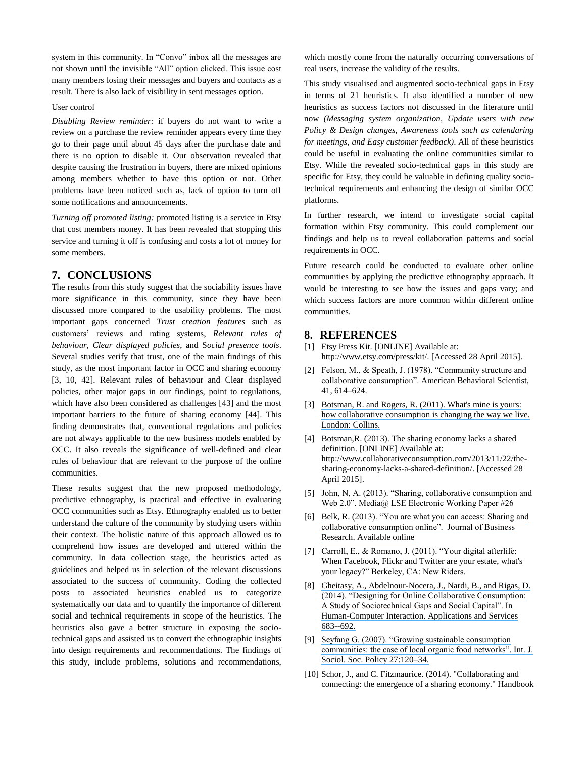system in this community. In "Convo" inbox all the messages are not shown until the invisible "All" option clicked. This issue cost many members losing their messages and buyers and contacts as a result. There is also lack of visibility in sent messages option.

User control

*Disabling Review reminder:* if buyers do not want to write a review on a purchase the review reminder appears every time they go to their page until about 45 days after the purchase date and there is no option to disable it. Our observation revealed that despite causing the frustration in buyers, there are mixed opinions among members whether to have this option or not. Other problems have been noticed such as, lack of option to turn off some notifications and announcements.

*Turning off promoted listing:* promoted listing is a service in Etsy that cost members money. It has been revealed that stopping this service and turning it off is confusing and costs a lot of money for some members.

## 7. CONCLUSIONS

The results from this study suggest that the sociability issues have more significance in this community, since they have been discussed more compared to the usability problems. The most important gaps concerned *Trust creation features* such as customers' reviews and rating systems, *Relevant rules of behaviour*, *Clear displayed policies*, and S*ocial presence tools*. Several studies verify that trust, one of the main findings of this study, as the most important factor in OCC and sharing economy [3, 10, 42]. Relevant rules of behaviour and Clear displayed policies, other major gaps in our findings, point to regulations, which have also been considered as challenges [43] and the most important barriers to the future of sharing economy [44]. This finding demonstrates that, conventional regulations and policies are not always applicable to the new business models enabled by OCC. It also reveals the significance of well-defined and clear rules of behaviour that are relevant to the purpose of the online communities.

These results suggest that the new proposed methodology, predictive ethnography, is practical and effective in evaluating OCC communities such as Etsy. Ethnography enabled us to better understand the culture of the community by studying users within their context. The holistic nature of this approach allowed us to comprehend how issues are developed and uttered within the community. In data collection stage, the heuristics acted as guidelines and helped us in selection of the relevant discussions associated to the success of community. Coding the collected posts to associated heuristics enabled us to categorize systematically our data and to quantify the importance of different social and technical requirements in scope of the heuristics. The heuristics also gave a better structure in exposing the socio-technical gaps and assisted us to convert the ethnographic insights into design requirements and recommendations. The findings of this study, include problems, solutions and recommendations, which mostly come from the naturally occurring conversations of real users, increase the validity of the results.

This study visualised and augmented socio-technical gaps in Etsy in terms of 21 heuristics. It also identified a number of new heuristics as success factors not discussed in the literature until now *(Messaging system organization, Update users with new Policy & Design changes, Awareness tools such as calendaring for meetings, and Easy customer feedback)*. All of these heuristics could be useful in evaluating the online communities similar to Etsy. While the revealed socio-technical gaps in this study are specific for Etsy, they could be valuable in defining quality socio-technical requirements and enhancing the design of similar OCC platforms.

In further research, we intend to investigate social capital formation within Etsy community. This could complement our findings and help us to reveal collaboration patterns and social requirements in OCC.

Future research could be conducted to evaluate other online communities by applying the predictive ethnography approach. It would be interesting to see how the issues and gaps vary; and which success factors are more common within different online communities.

## 8. REFERENCES

[1] Etsy Press Kit. [ONLINE] Available at: http://www.etsy.com/press/kit/. [Accessed 28 April 2015].

[2] Felson, M., & Speath, J. (1978). "Community structure and collaborative consumption". American Behavioral Scientist, 41, 614–624.

[3] Botsman, R. and Rogers, R. (2011). What's mine is yours: how collaborative consumption is changing the way we live. London: Collins.

[4] Botsman,R. (2013). The sharing economy lacks a shared definition. [ONLINE] Available at: http://www.collaborativeconsumption.com/2013/11/22/the-sharing-economy-lacks-a-shared-definition/. [Accessed 28 April 2015].

[5] John, N, A. (2013). "Sharing, collaborative consumption and Web 2.0". Media@ LSE Electronic Working Paper #26

[6] Belk, R. (2013). "You are what you can access: Sharing and collaborative consumption online". Journal of Business Research. Available online

[7] Carroll, E., & Romano, J. (2011). "Your digital afterlife: When Facebook, Flickr and Twitter are your estate, what's your legacy?" Berkeley, CA: New Riders.

[8] Gheitasy, A., Abdelnour-Nocera, J., Nardi, B., and Rigas, D. (2014). "Designing for Online Collaborative Consumption: A Study of Sociotechnical Gaps and Social Capital". In Human-Computer Interaction. Applications and Services 683--692.

[9] Seyfang G. (2007). "Growing sustainable consumption communities: the case of local organic food networks". Int. J. Sociol. Soc. Policy 27:120–34.

[10] Schor, J., and C. Fitzmaurice. (2014). "Collaborating and connecting: the emergence of a sharing economy." Handbook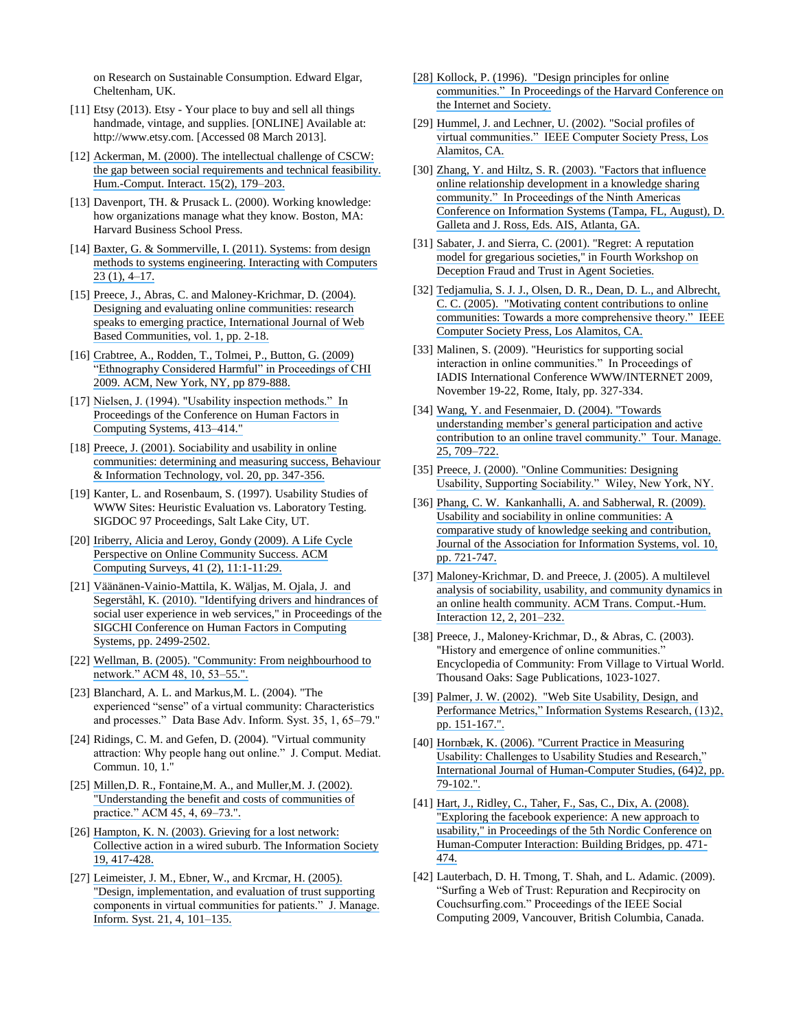on Research on Sustainable Consumption. Edward Elgar, Cheltenham, UK.

[11] Etsy (2013). Etsy - Your place to buy and sell all things handmade, vintage, and supplies. [ONLINE] Available at: http://www.etsy.com. [Accessed 08 March 2013].

[12] Ackerman, M. (2000). The intellectual challenge of CSCW: the gap between social requirements and technical feasibility. Hum.-Comput. Interact. 15(2), 179–203.

[13] Davenport, TH. & Prusack L. (2000). Working knowledge: how organizations manage what they know. Boston, MA: Harvard Business School Press.

[14] Baxter, G. & Sommerville, I. (2011). Systems: from design methods to systems engineering. Interacting with Computers 23 (1), 4–17.

[15] Preece, J., Abras, C. and Maloney-Krichmar, D. (2004). Designing and evaluating online communities: research speaks to emerging practice, International Journal of Web Based Communities, vol. 1, pp. 2-18.

[16] Crabtree, A., Rodden, T., Tolmei, P., Button, G. (2009) "Ethnography Considered Harmful" in Proceedings of CHI 2009. ACM, New York, NY, pp 879-888.

[17] Nielsen, J. (1994). "Usability inspection methods." In Proceedings of the Conference on Human Factors in Computing Systems, 413–414."

[18] Preece, J. (2001). Sociability and usability in online communities: determining and measuring success, Behaviour & Information Technology, vol. 20, pp. 347-356.

[19] Kanter, L. and Rosenbaum, S. (1997). Usability Studies of WWW Sites: Heuristic Evaluation vs. Laboratory Testing. SIGDOC 97 Proceedings, Salt Lake City, UT.

[20] Iriberry, Alicia and Leroy, Gondy (2009). A Life Cycle Perspective on Online Community Success. ACM Computing Surveys, 41 (2), 11:1-11:29.

[21] Väänänen-Vainio-Mattila, K. Wäljas, M. Ojala, J. and Segerståhl, K. (2010). "Identifying drivers and hindrances of social user experience in web services," in Proceedings of the SIGCHI Conference on Human Factors in Computing Systems, pp. 2499-2502.

[22] Wellman, B. (2005). "Community: From neighbourhood to network." ACM 48, 10, 53–55.".

[23] Blanchard, A. L. and Markus,M. L. (2004). "The experienced "sense" of a virtual community: Characteristics and processes." Data Base Adv. Inform. Syst. 35, 1, 65–79."

[24] Ridings, C. M. and Gefen, D. (2004). "Virtual community attraction: Why people hang out online." J. Comput. Mediat. Commun. 10, 1."

[25] Millen,D. R., Fontaine,M. A., and Muller,M. J. (2002). "Understanding the benefit and costs of communities of practice." ACM 45, 4, 69–73.".

[26] Hampton, K. N. (2003). Grieving for a lost network: Collective action in a wired suburb. The Information Society 19, 417-428.

[27] Leimeister, J. M., Ebner, W., and Krcmar, H. (2005). "Design, implementation, and evaluation of trust supporting components in virtual communities for patients." J. Manage. Inform. Syst. 21, 4, 101–135.

[28] Kollock, P. (1996). "Design principles for online communities." In Proceedings of the Harvard Conference on the Internet and Society.

[29] Hummel, J. and Lechner, U. (2002). "Social profiles of virtual communities." IEEE Computer Society Press, Los Alamitos, CA.

[30] Zhang, Y. and Hiltz, S. R. (2003). "Factors that influence online relationship development in a knowledge sharing community." In Proceedings of the Ninth Americas Conference on Information Systems (Tampa, FL, August), D. Galleta and J. Ross, Eds. AIS, Atlanta, GA.

[31] Sabater, J. and Sierra, C. (2001). "Regret: A reputation model for gregarious societies," in Fourth Workshop on Deception Fraud and Trust in Agent Societies.

[32] Tedjamulia, S. J. J., Olsen, D. R., Dean, D. L., and Albrecht, C. C. (2005). "Motivating content contributions to online communities: Towards a more comprehensive theory." IEEE Computer Society Press, Los Alamitos, CA.

[33] Malinen, S. (2009). "Heuristics for supporting social interaction in online communities." In Proceedings of IADIS International Conference WWW/INTERNET 2009, November 19-22, Rome, Italy, pp. 327-334.

[34] Wang, Y. and Fesenmaier, D. (2004). "Towards understanding member's general participation and active contribution to an online travel community." Tour. Manage. 25, 709–722.

[35] Preece, J. (2000). "Online Communities: Designing Usability, Supporting Sociability." Wiley, New York, NY.

[36] Phang, C. W. Kankanhalli, A. and Sabherwal, R. (2009). Usability and sociability in online communities: A comparative study of knowledge seeking and contribution, Journal of the Association for Information Systems, vol. 10, pp. 721-747.

[37] Maloney-Krichmar, D. and Preece, J. (2005). A multilevel analysis of sociability, usability, and community dynamics in an online health community. ACM Trans. Comput.-Hum. Interaction 12, 2, 201–232.

[38] Preece, J., Maloney-Krichmar, D., & Abras, C. (2003). "History and emergence of online communities." Encyclopedia of Community: From Village to Virtual World. Thousand Oaks: Sage Publications, 1023-1027.

[39] Palmer, J. W. (2002). "Web Site Usability, Design, and Performance Metrics," Information Systems Research, (13)2, pp. 151-167.".

[40] Hornbæk, K. (2006). "Current Practice in Measuring Usability: Challenges to Usability Studies and Research," International Journal of Human-Computer Studies, (64)2, pp. 79-102.".

[41] Hart, J., Ridley, C., Taher, F., Sas, C., Dix, A. (2008). "Exploring the facebook experience: A new approach to usability," in Proceedings of the 5th Nordic Conference on Human-Computer Interaction: Building Bridges, pp. 471-474.

[42] Lauterbach, D. H. Tmong, T. Shah, and L. Adamic. (2009). "Surfing a Web of Trust: Reputation and Recpirocity on Couchsurfing.com." Proceedings of the IEEE Social Computing 2009, Vancouver, British Columbia, Canada.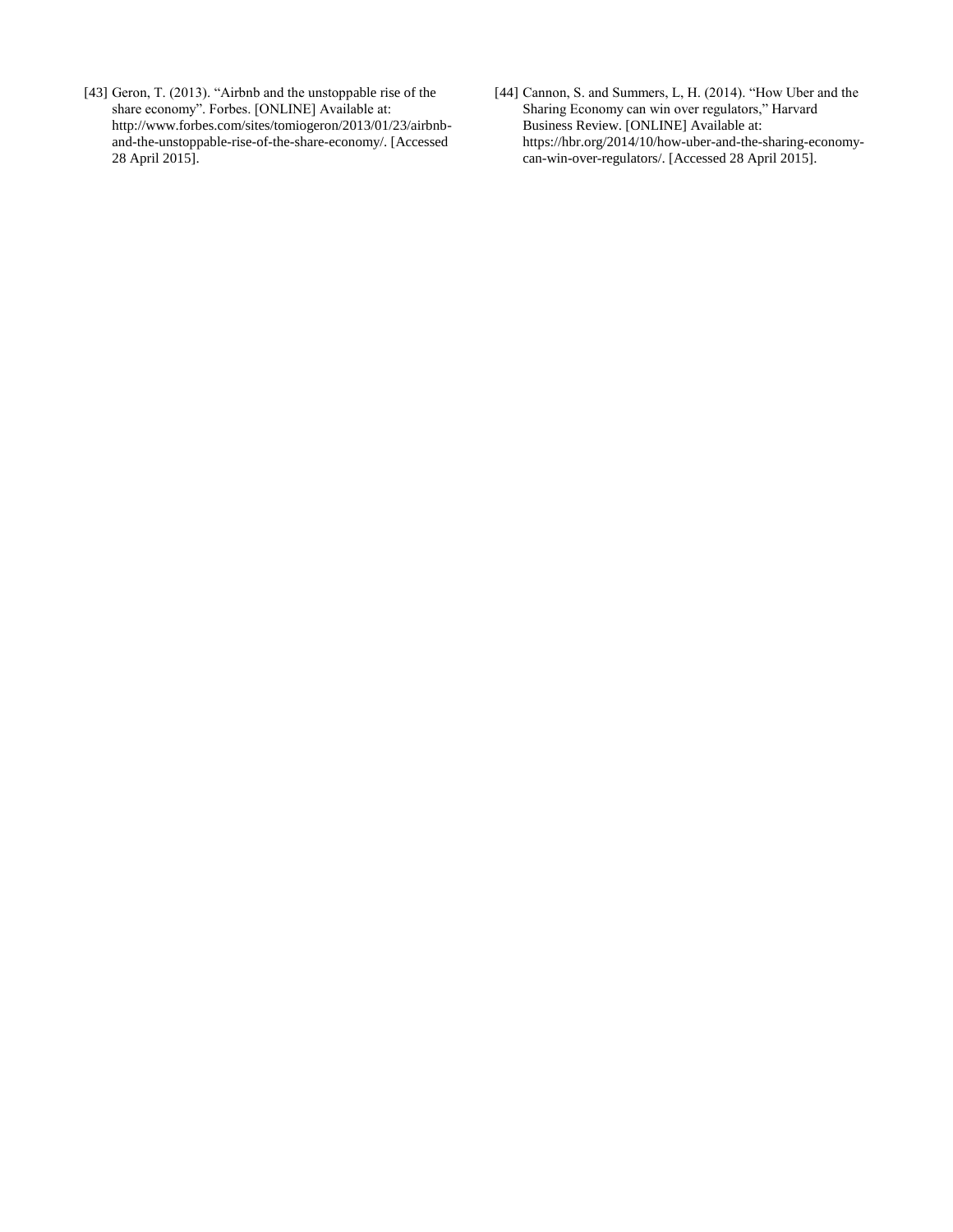[43] Geron, T. (2013). "Airbnb and the unstoppable rise of the share economy". Forbes. [ONLINE] Available at: http://www.forbes.com/sites/tomiogeron/2013/01/23/airbnb-and-the-unstoppable-rise-of-the-share-economy/. [Accessed 28 April 2015].

[44] Cannon, S. and Summers, L, H. (2014). "How Uber and the Sharing Economy can win over regulators," Harvard Business Review. [ONLINE] Available at: https://hbr.org/2014/10/how-uber-and-the-sharing-economy-can-win-over-regulators/. [Accessed 28 April 2015].